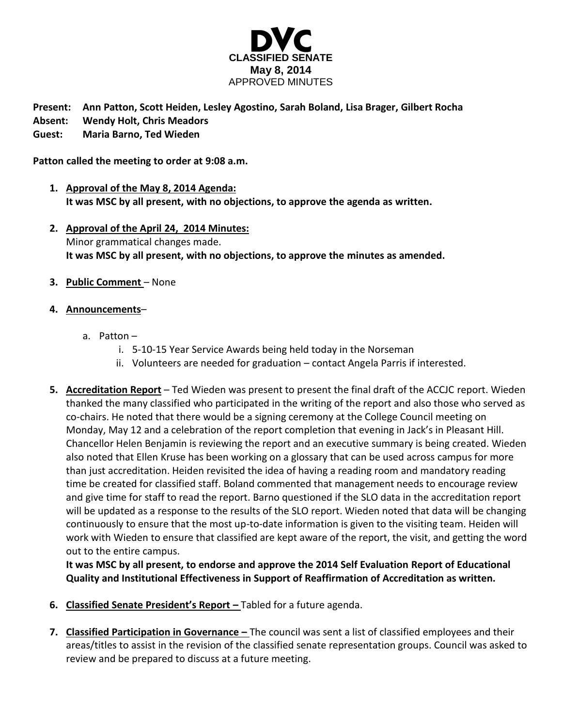# DVC

## CLASSIFIED SENATE

**May 8, 2014**

APPROVED MINUTES

**Present:** **Ann Patton, Scott Heiden, Lesley Agostino, Sarah Boland, Lisa Brager, Gilbert Rocha**
**Absent:** **Wendy Holt, Chris Meadors**
**Guest:** **Maria Barno, Ted Wieden**

**Patton called the meeting to order at 9:08 a.m.**

1. **Approval of the May 8, 2014 Agenda:**
   **It was MSC by all present, with no objections, to approve the agenda as written.**

2. **Approval of the April 24, 2014 Minutes:**
   Minor grammatical changes made.
   **It was MSC by all present, with no objections, to approve the minutes as amended.**

3. **Public Comment** – None

4. **Announcements**–

   a. Patton –
      i. 5-10-15 Year Service Awards being held today in the Norseman
      ii. Volunteers are needed for graduation – contact Angela Parris if interested.

5. **Accreditation Report** – Ted Wieden was present to present the final draft of the ACCJC report. Wieden thanked the many classified who participated in the writing of the report and also those who served as co-chairs. He noted that there would be a signing ceremony at the College Council meeting on Monday, May 12 and a celebration of the report completion that evening in Jack's in Pleasant Hill. Chancellor Helen Benjamin is reviewing the report and an executive summary is being created. Wieden also noted that Ellen Kruse has been working on a glossary that can be used across campus for more than just accreditation. Heiden revisited the idea of having a reading room and mandatory reading time be created for classified staff. Boland commented that management needs to encourage review and give time for staff to read the report. Barno questioned if the SLO data in the accreditation report will be updated as a response to the results of the SLO report. Wieden noted that data will be changing continuously to ensure that the most up-to-date information is given to the visiting team. Heiden will work with Wieden to ensure that classified are kept aware of the report, the visit, and getting the word out to the entire campus.
   **It was MSC by all present, to endorse and approve the 2014 Self Evaluation Report of Educational Quality and Institutional Effectiveness in Support of Reaffirmation of Accreditation as written.**

6. **Classified Senate President's Report –** Tabled for a future agenda.

7. **Classified Participation in Governance –** The council was sent a list of classified employees and their areas/titles to assist in the revision of the classified senate representation groups. Council was asked to review and be prepared to discuss at a future meeting.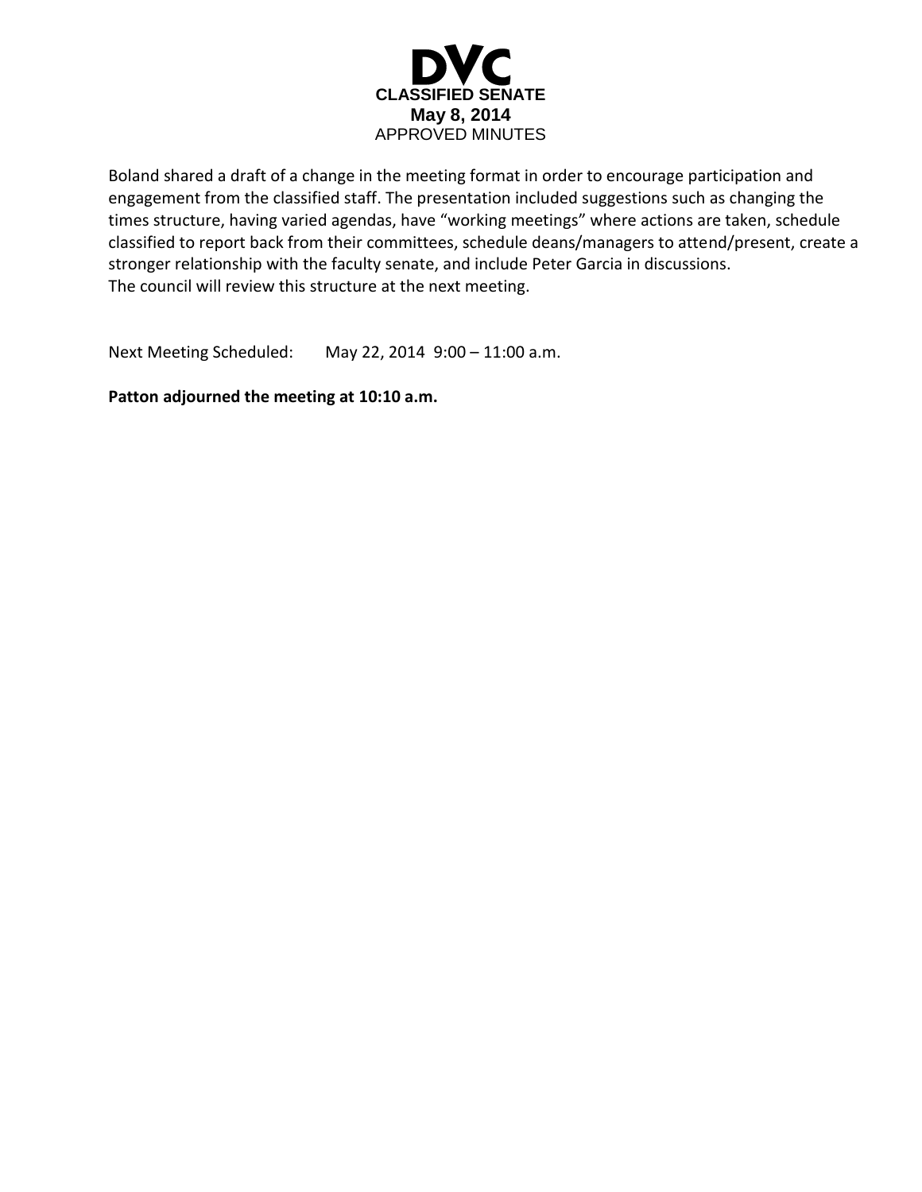Boland shared a draft of a change in the meeting format in order to encourage participation and engagement from the classified staff. The presentation included suggestions such as changing the times structure, having varied agendas, have "working meetings" where actions are taken, schedule classified to report back from their committees, schedule deans/managers to attend/present, create a stronger relationship with the faculty senate, and include Peter Garcia in discussions.
The council will review this structure at the next meeting.

Next Meeting Scheduled: May 22, 2014 9:00 – 11:00 a.m.

**Patton adjourned the meeting at 10:10 a.m.**